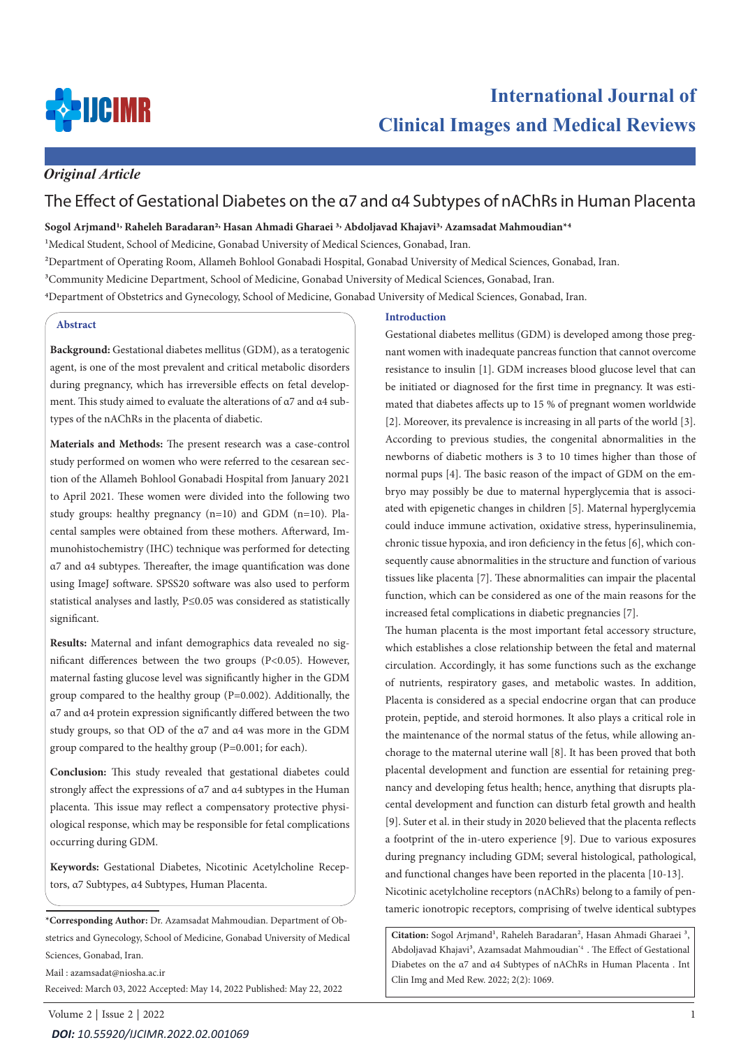*Original Article*

# The Effect of Gestational Diabetes on the α7 and α4 Subtypes of nAChRs in Human Placenta

**Sogol Arjmand[1], Raheleh Baradaran[2], Hasan Ahmadi Gharaei [3], Abdoljavad Khajavi[3], Azamsadat Mahmoudian*[4]**

[1]Medical Student, School of Medicine, Gonabad University of Medical Sciences, Gonabad, Iran.

[2]Department of Operating Room, Allameh Bohlool Gonabadi Hospital, Gonabad University of Medical Sciences, Gonabad, Iran.

[3]Community Medicine Department, School of Medicine, Gonabad University of Medical Sciences, Gonabad, Iran.

[4]Department of Obstetrics and Gynecology, School of Medicine, Gonabad University of Medical Sciences, Gonabad, Iran.

## Abstract

**Background:** Gestational diabetes mellitus (GDM), as a teratogenic agent, is one of the most prevalent and critical metabolic disorders during pregnancy, which has irreversible effects on fetal development. This study aimed to evaluate the alterations of α7 and α4 subtypes of the nAChRs in the placenta of diabetic.

**Materials and Methods:** The present research was a case-control study performed on women who were referred to the cesarean section of the Allameh Bohlool Gonabadi Hospital from January 2021 to April 2021. These women were divided into the following two study groups: healthy pregnancy (n=10) and GDM (n=10). Placental samples were obtained from these mothers. Afterward, Immunohistochemistry (IHC) technique was performed for detecting α7 and α4 subtypes. Thereafter, the image quantification was done using ImageJ software. SPSS20 software was also used to perform statistical analyses and lastly, $P \leq 0.05$ was considered as statistically significant.

**Results:** Maternal and infant demographics data revealed no significant differences between the two groups ($P<0.05$). However, maternal fasting glucose level was significantly higher in the GDM group compared to the healthy group ($P=0.002$). Additionally, the α7 and α4 protein expression significantly differed between the two study groups, so that OD of the α7 and α4 was more in the GDM group compared to the healthy group ($P=0.001$; for each).

**Conclusion:** This study revealed that gestational diabetes could strongly affect the expressions of α7 and α4 subtypes in the Human placenta. This issue may reflect a compensatory protective physiological response, which may be responsible for fetal complications occurring during GDM.

**Keywords:** Gestational Diabetes, Nicotinic Acetylcholine Receptors, α7 Subtypes, α4 Subtypes, Human Placenta.

***Corresponding Author:** Dr. Azamsadat Mahmoudian. Department of Obstetrics and Gynecology, School of Medicine, Gonabad University of Medical Sciences, Gonabad, Iran.

Mail : azamsadat@niosha.ac.ir

Received: March 03, 2022 Accepted: May 14, 2022 Published: May 22, 2022

## Introduction

Gestational diabetes mellitus (GDM) is developed among those pregnant women with inadequate pancreas function that cannot overcome resistance to insulin [1]. GDM increases blood glucose level that can be initiated or diagnosed for the first time in pregnancy. It was estimated that diabetes affects up to 15 % of pregnant women worldwide [2]. Moreover, its prevalence is increasing in all parts of the world [3]. According to previous studies, the congenital abnormalities in the newborns of diabetic mothers is 3 to 10 times higher than those of normal pups [4]. The basic reason of the impact of GDM on the embryo may possibly be due to maternal hyperglycemia that is associated with epigenetic changes in children [5]. Maternal hyperglycemia could induce immune activation, oxidative stress, hyperinsulinemia, chronic tissue hypoxia, and iron deficiency in the fetus [6], which consequently cause abnormalities in the structure and function of various tissues like placenta [7]. These abnormalities can impair the placental function, which can be considered as one of the main reasons for the increased fetal complications in diabetic pregnancies [7].

The human placenta is the most important fetal accessory structure, which establishes a close relationship between the fetal and maternal circulation. Accordingly, it has some functions such as the exchange of nutrients, respiratory gases, and metabolic wastes. In addition, Placenta is considered as a special endocrine organ that can produce protein, peptide, and steroid hormones. It also plays a critical role in the maintenance of the normal status of the fetus, while allowing anchorage to the maternal uterine wall [8]. It has been proved that both placental development and function are essential for retaining pregnancy and developing fetus health; hence, anything that disrupts placental development and function can disturb fetal growth and health [9]. Suter et al. in their study in 2020 believed that the placenta reflects a footprint of the in-utero experience [9]. Due to various exposures during pregnancy including GDM; several histological, pathological, and functional changes have been reported in the placenta [10-13].

Nicotinic acetylcholine receptors (nAChRs) belong to a family of pentameric ionotropic receptors, comprising of twelve identical subtypes

**Citation:** Sogol Arjmand[1], Raheleh Baradaran[2], Hasan Ahmadi Gharaei [3], Abdoljavad Khajavi[3], Azamsadat Mahmoudian*[4] . The Effect of Gestational Diabetes on the α7 and α4 Subtypes of nAChRs in Human Placenta . Int Clin Img and Med Rew. 2022; 2(2): 1069.

*DOI: 10.55920/IJCIMR.2022.02.001069*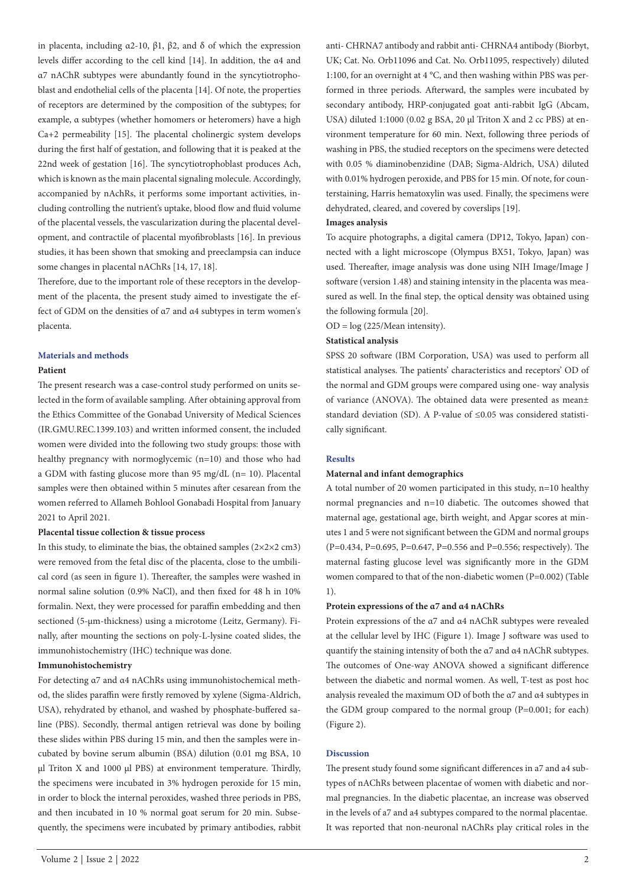in placenta, including α2-10, β1, β2, and δ of which the expression levels differ according to the cell kind [14]. In addition, the α4 and α7 nAChR subtypes were abundantly found in the syncytiotrophoblast and endothelial cells of the placenta [14]. Of note, the properties of receptors are determined by the composition of the subtypes; for example, α subtypes (whether homomers or heteromers) have a high $Ca^{+2}$ permeability [15]. The placental cholinergic system develops during the first half of gestation, and following that it is peaked at the 22nd week of gestation [16]. The syncytiotrophoblast produces Ach, which is known as the main placental signaling molecule. Accordingly, accompanied by nAchRs, it performs some important activities, including controlling the nutrient's uptake, blood flow and fluid volume of the placental vessels, the vascularization during the placental development, and contractile of placental myofibroblasts [16]. In previous studies, it has been shown that smoking and preeclampsia can induce some changes in placental nAChRs [14, 17, 18].

Therefore, due to the important role of these receptors in the development of the placenta, the present study aimed to investigate the effect of GDM on the densities of α7 and α4 subtypes in term women's placenta.

## Materials and methods

### Patient

The present research was a case-control study performed on units selected in the form of available sampling. After obtaining approval from the Ethics Committee of the Gonabad University of Medical Sciences (IR.GMU.REC.1399.103) and written informed consent, the included women were divided into the following two study groups: those with healthy pregnancy with normoglycemic (n=10) and those who had a GDM with fasting glucose more than 95 mg/dL (n= 10). Placental samples were then obtained within 5 minutes after cesarean from the women referred to Allameh Bohlool Gonabadi Hospital from January 2021 to April 2021.

### Placental tissue collection & tissue process

In this study, to eliminate the bias, the obtained samples (2×2×2 cm3) were removed from the fetal disc of the placenta, close to the umbilical cord (as seen in figure 1). Thereafter, the samples were washed in normal saline solution (0.9% NaCl), and then fixed for 48 h in 10% formalin. Next, they were processed for paraffin embedding and then sectioned (5-μm-thickness) using a microtome (Leitz, Germany). Finally, after mounting the sections on poly-L-lysine coated slides, the immunohistochemistry (IHC) technique was done.

### Immunohistochemistry

For detecting α7 and α4 nAChRs using immunohistochemical method, the slides paraffin were firstly removed by xylene (Sigma-Aldrich, USA), rehydrated by ethanol, and washed by phosphate-buffered saline (PBS). Secondly, thermal antigen retrieval was done by boiling these slides within PBS during 15 min, and then the samples were incubated by bovine serum albumin (BSA) dilution (0.01 mg BSA, 10 μl Triton X and 1000 μl PBS) at environment temperature. Thirdly, the specimens were incubated in 3% hydrogen peroxide for 15 min, in order to block the internal peroxides, washed three periods in PBS, and then incubated in 10 % normal goat serum for 20 min. Subsequently, the specimens were incubated by primary antibodies, rabbit anti- CHRNA7 antibody and rabbit anti- CHRNA4 antibody (Biorbyt, UK; Cat. No. Orb11096 and Cat. No. Orb11095, respectively) diluted 1:100, for an overnight at 4 °C, and then washing within PBS was performed in three periods. Afterward, the samples were incubated by secondary antibody, HRP-conjugated goat anti-rabbit IgG (Abcam, USA) diluted 1:1000 (0.02 g BSA, 20 μl Triton X and 2 cc PBS) at environment temperature for 60 min. Next, following three periods of washing in PBS, the studied receptors on the specimens were detected with 0.05 % diaminobenzidine (DAB; Sigma-Aldrich, USA) diluted with 0.01% hydrogen peroxide, and PBS for 15 min. Of note, for counterstaining, Harris hematoxylin was used. Finally, the specimens were dehydrated, cleared, and covered by coverslips [19].

### Images analysis

To acquire photographs, a digital camera (DP12, Tokyo, Japan) connected with a light microscope (Olympus BX51, Tokyo, Japan) was used. Thereafter, image analysis was done using NIH Image/Image J software (version 1.48) and staining intensity in the placenta was measured as well. In the final step, the optical density was obtained using the following formula [20].

OD = log (225/Mean intensity).

### Statistical analysis

SPSS 20 software (IBM Corporation, USA) was used to perform all statistical analyses. The patients' characteristics and receptors' OD of the normal and GDM groups were compared using one- way analysis of variance (ANOVA). The obtained data were presented as mean± standard deviation (SD). A P-value of ≤0.05 was considered statistically significant.

## Results

### Maternal and infant demographics

A total number of 20 women participated in this study, n=10 healthy normal pregnancies and n=10 diabetic. The outcomes showed that maternal age, gestational age, birth weight, and Apgar scores at minutes 1 and 5 were not significant between the GDM and normal groups (P=0.434, P=0.695, P=0.647, P=0.556 and P=0.556; respectively). The maternal fasting glucose level was significantly more in the GDM women compared to that of the non-diabetic women (P=0.002) (Table 1).

### Protein expressions of the α7 and α4 nAChRs

Protein expressions of the α7 and α4 nAChR subtypes were revealed at the cellular level by IHC (Figure 1). Image J software was used to quantify the staining intensity of both the α7 and α4 nAChR subtypes. The outcomes of One-way ANOVA showed a significant difference between the diabetic and normal women. As well, T-test as post hoc analysis revealed the maximum OD of both the α7 and α4 subtypes in the GDM group compared to the normal group (P=0.001; for each) (Figure 2).

## Discussion

The present study found some significant differences in a7 and a4 subtypes of nAChRs between placentae of women with diabetic and normal pregnancies. In the diabetic placentae, an increase was observed in the levels of a7 and a4 subtypes compared to the normal placentae. It was reported that non-neuronal nAChRs play critical roles in the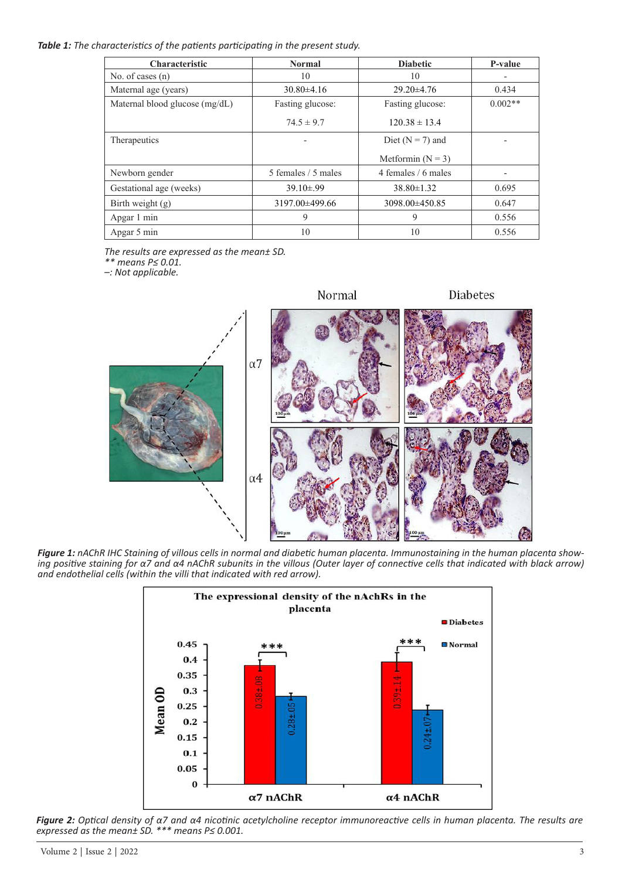*Table 1: The characteristics of the patients participating in the present study.*

| Characteristic | Normal | Diabetic | P-value |
|---|---|---|---|
| No. of cases (n) | 10 | 10 | - |
| Maternal age (years) | 30.80±4.16 | 29.20±4.76 | 0.434 |
| Maternal blood glucose (mg/dL) | Fasting glucose: 74.5 ± 9.7 | Fasting glucose: 120.38 ± 13.4 | 0.002** |
| Therapeutics | - | Diet (N = 7) and Metformin (N = 3) | - |
| Newborn gender | 5 females / 5 males | 4 females / 6 males | - |
| Gestational age (weeks) | 39.10±.99 | 38.80±1.32 | 0.695 |
| Birth weight (g) | 3197.00±499.66 | 3098.00±450.85 | 0.647 |
| Apgar 1 min | 9 | 9 | 0.556 |
| Apgar 5 min | 10 | 10 | 0.556 |

*The results are expressed as the mean± SD.*
*** means P≤ 0.01.*
*–: Not applicable.*

***Figure 1:** nAChR IHC Staining of villous cells in normal and diabetic human placenta. Immunostaining in the human placenta showing positive staining for α7 and α4 nAChR subunits in the villous (Outer layer of connective cells that indicated with black arrow) and endothelial cells (within the villi that indicated with red arrow).*

***Figure 2:** Optical density of α7 and α4 nicotinic acetylcholine receptor immunoreactive cells in human placenta. The results are expressed as the mean± SD. *** means P≤ 0.001.*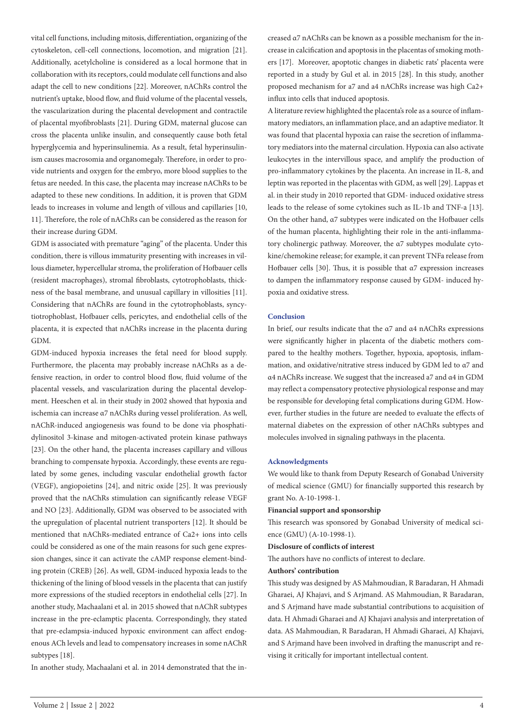vital cell functions, including mitosis, differentiation, organizing of the cytoskeleton, cell-cell connections, locomotion, and migration [21]. Additionally, acetylcholine is considered as a local hormone that in collaboration with its receptors, could modulate cell functions and also adapt the cell to new conditions [22]. Moreover, nAChRs control the nutrient's uptake, blood flow, and fluid volume of the placental vessels, the vascularization during the placental development and contractile of placental myofibroblasts [21]. During GDM, maternal glucose can cross the placenta unlike insulin, and consequently cause both fetal hyperglycemia and hyperinsulinemia. As a result, fetal hyperinsulinism causes macrosomia and organomegaly. Therefore, in order to provide nutrients and oxygen for the embryo, more blood supplies to the fetus are needed. In this case, the placenta may increase nAChRs to be adapted to these new conditions. In addition, it is proven that GDM leads to increases in volume and length of villous and capillaries [10, 11]. Therefore, the role of nAChRs can be considered as the reason for their increase during GDM.

GDM is associated with premature "aging" of the placenta. Under this condition, there is villous immaturity presenting with increases in villous diameter, hypercellular stroma, the proliferation of Hofbauer cells (resident macrophages), stromal fibroblasts, cytotrophoblasts, thickness of the basal membrane, and unusual capillary in villosities [11]. Considering that nAChRs are found in the cytotrophoblasts, syncytiotrophoblast, Hofbauer cells, pericytes, and endothelial cells of the placenta, it is expected that nAChRs increase in the placenta during GDM.

GDM-induced hypoxia increases the fetal need for blood supply. Furthermore, the placenta may probably increase nAChRs as a defensive reaction, in order to control blood flow, fluid volume of the placental vessels, and vascularization during the placental development. Heeschen et al. in their study in 2002 showed that hypoxia and ischemia can increase α7 nAChRs during vessel proliferation. As well, nAChR-induced angiogenesis was found to be done via phosphatidylinositol 3-kinase and mitogen-activated protein kinase pathways [23]. On the other hand, the placenta increases capillary and villous branching to compensate hypoxia. Accordingly, these events are regulated by some genes, including vascular endothelial growth factor (VEGF), angiopoietins [24], and nitric oxide [25]. It was previously proved that the nAChRs stimulation can significantly release VEGF and NO [23]. Additionally, GDM was observed to be associated with the upregulation of placental nutrient transporters [12]. It should be mentioned that nAChRs-mediated entrance of $Ca^{2+}$ ions into cells could be considered as one of the main reasons for such gene expression changes, since it can activate the cAMP response element-binding protein (CREB) [26]. As well, GDM-induced hypoxia leads to the thickening of the lining of blood vessels in the placenta that can justify more expressions of the studied receptors in endothelial cells [27]. In another study, Machaalani et al. in 2015 showed that nAChR subtypes increase in the pre-eclamptic placenta. Correspondingly, they stated that pre-eclampsia-induced hypoxic environment can affect endogenous ACh levels and lead to compensatory increases in some nAChR subtypes [18].

In another study, Machaalani et al. in 2014 demonstrated that the increased α7 nAChRs can be known as a possible mechanism for the increase in calcification and apoptosis in the placentas of smoking mothers [17]. Moreover, apoptotic changes in diabetic rats' placenta were reported in a study by Gul et al. in 2015 [28]. In this study, another proposed mechanism for a7 and a4 nAChRs increase was high $Ca2+$ influx into cells that induced apoptosis.

A literature review highlighted the placenta's role as a source of inflammatory mediators, an inflammation place, and an adaptive mediator. It was found that placental hypoxia can raise the secretion of inflammatory mediators into the maternal circulation. Hypoxia can also activate leukocytes in the intervillous space, and amplify the production of pro-inflammatory cytokines by the placenta. An increase in IL-8, and leptin was reported in the placentas with GDM, as well [29]. Lappas et al. in their study in 2010 reported that GDM- induced oxidative stress leads to the release of some cytokines such as IL-1b and TNF-a [13]. On the other hand, α7 subtypes were indicated on the Hofbauer cells of the human placenta, highlighting their role in the anti-inflammatory cholinergic pathway. Moreover, the α7 subtypes modulate cytokine/chemokine release; for example, it can prevent TNFa release from Hofbauer cells [30]. Thus, it is possible that α7 expression increases to dampen the inflammatory response caused by GDM- induced hypoxia and oxidative stress.

## Conclusion

In brief, our results indicate that the α7 and α4 nAChRs expressions were significantly higher in placenta of the diabetic mothers compared to the healthy mothers. Together, hypoxia, apoptosis, inflammation, and oxidative/nitrative stress induced by GDM led to α7 and α4 nAChRs increase. We suggest that the increased a7 and α4 in GDM may reflect a compensatory protective physiological response and may be responsible for developing fetal complications during GDM. However, further studies in the future are needed to evaluate the effects of maternal diabetes on the expression of other nAChRs subtypes and molecules involved in signaling pathways in the placenta.

## Acknowledgments

We would like to thank from Deputy Research of Gonabad University of medical science (GMU) for financially supported this research by grant No. A-10-1998-1.

**Financial support and sponsorship**

This research was sponsored by Gonabad University of medical science (GMU) (A-10-1998-1).

**Disclosure of conflicts of interest**

The authors have no conflicts of interest to declare.

**Authors' contribution**

This study was designed by AS Mahmoudian, R Baradaran, H Ahmadi Gharaei, AJ Khajavi, and S Arjmand. AS Mahmoudian, R Baradaran, and S Arjmand have made substantial contributions to acquisition of data. H Ahmadi Gharaei and AJ Khajavi analysis and interpretation of data. AS Mahmoudian, R Baradaran, H Ahmadi Gharaei, AJ Khajavi, and S Arjmand have been involved in drafting the manuscript and revising it critically for important intellectual content.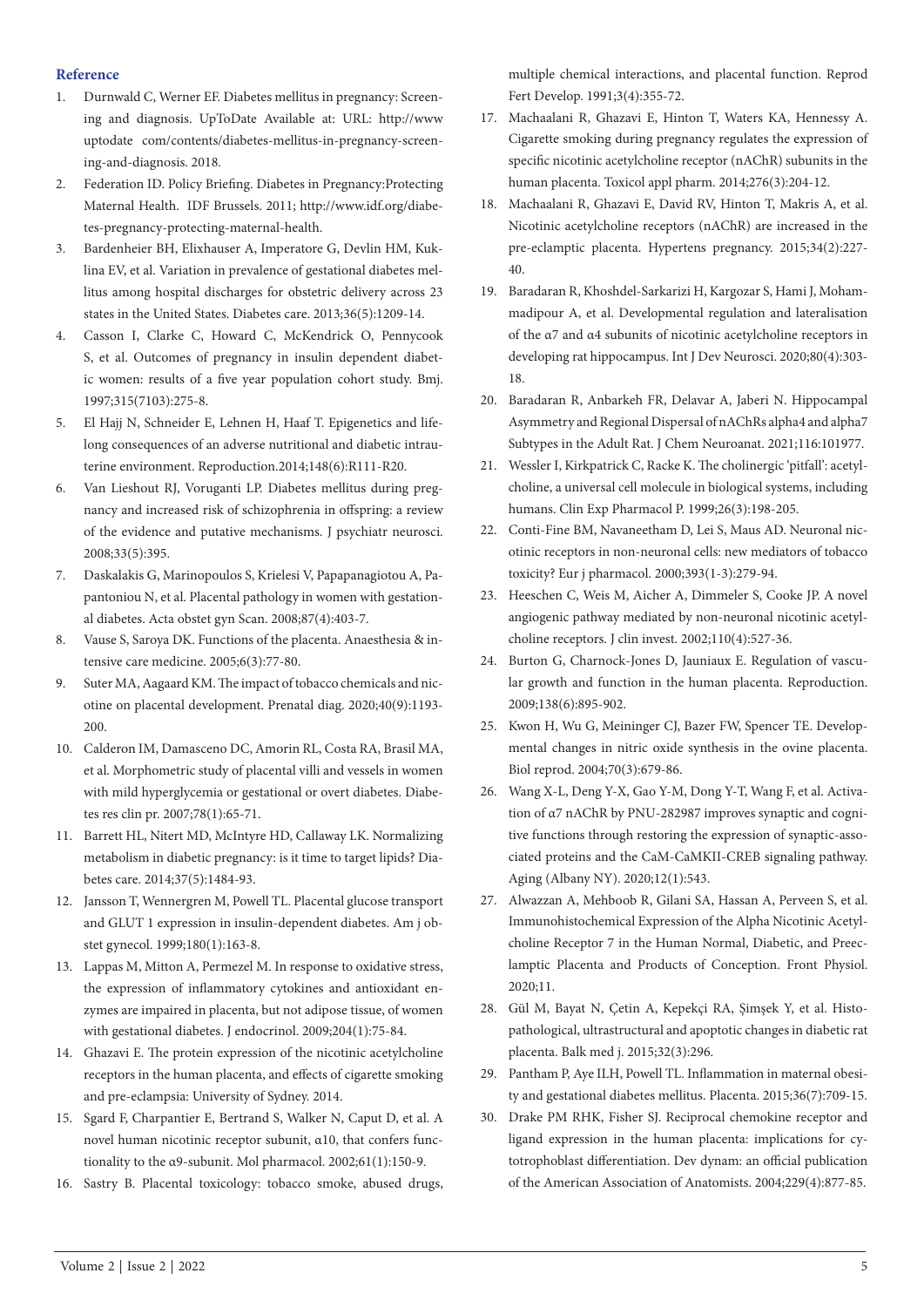## Reference

1. Durnwald C, Werner EF. Diabetes mellitus in pregnancy: Screening and diagnosis. UpToDate Available at: URL: http://www uptodate com/contents/diabetes-mellitus-in-pregnancy-screening-and-diagnosis. 2018.
2. Federation ID. Policy Briefing. Diabetes in Pregnancy:Protecting Maternal Health. IDF Brussels. 2011; http://www.idf.org/diabetes-pregnancy-protecting-maternal-health.
3. Bardenheier BH, Elixhauser A, Imperatore G, Devlin HM, Kuklina EV, et al. Variation in prevalence of gestational diabetes mellitus among hospital discharges for obstetric delivery across 23 states in the United States. Diabetes care. 2013;36(5):1209-14.
4. Casson I, Clarke C, Howard C, McKendrick O, Pennycook S, et al. Outcomes of pregnancy in insulin dependent diabetic women: results of a five year population cohort study. Bmj. 1997;315(7103):275-8.
5. El Hajj N, Schneider E, Lehnen H, Haaf T. Epigenetics and life-long consequences of an adverse nutritional and diabetic intrauterine environment. Reproduction.2014;148(6):R111-R20.
6. Van Lieshout RJ, Voruganti LP. Diabetes mellitus during pregnancy and increased risk of schizophrenia in offspring: a review of the evidence and putative mechanisms. J psychiatr neurosci. 2008;33(5):395.
7. Daskalakis G, Marinopoulos S, Krielesi V, Papapanagiotou A, Papantoniou N, et al. Placental pathology in women with gestational diabetes. Acta obstet gyn Scan. 2008;87(4):403-7.
8. Vause S, Saroya DK. Functions of the placenta. Anaesthesia & intensive care medicine. 2005;6(3):77-80.
9. Suter MA, Aagaard KM. The impact of tobacco chemicals and nicotine on placental development. Prenatal diag. 2020;40(9):1193-200.
10. Calderon IM, Damasceno DC, Amorin RL, Costa RA, Brasil MA, et al. Morphometric study of placental villi and vessels in women with mild hyperglycemia or gestational or overt diabetes. Diabetes res clin pr. 2007;78(1):65-71.
11. Barrett HL, Nitert MD, McIntyre HD, Callaway LK. Normalizing metabolism in diabetic pregnancy: is it time to target lipids? Diabetes care. 2014;37(5):1484-93.
12. Jansson T, Wennergren M, Powell TL. Placental glucose transport and GLUT 1 expression in insulin-dependent diabetes. Am j obstet gynecol. 1999;180(1):163-8.
13. Lappas M, Mitton A, Permezel M. In response to oxidative stress, the expression of inflammatory cytokines and antioxidant enzymes are impaired in placenta, but not adipose tissue, of women with gestational diabetes. J endocrinol. 2009;204(1):75-84.
14. Ghazavi E. The protein expression of the nicotinic acetylcholine receptors in the human placenta, and effects of cigarette smoking and pre-eclampsia: University of Sydney. 2014.
15. Sgard F, Charpantier E, Bertrand S, Walker N, Caput D, et al. A novel human nicotinic receptor subunit, α10, that confers functionality to the α9-subunit. Mol pharmacol. 2002;61(1):150-9.
16. Sastry B. Placental toxicology: tobacco smoke, abused drugs, multiple chemical interactions, and placental function. Reprod Fert Develop. 1991;3(4):355-72.
17. Machaalani R, Ghazavi E, Hinton T, Waters KA, Hennessy A. Cigarette smoking during pregnancy regulates the expression of specific nicotinic acetylcholine receptor (nAChR) subunits in the human placenta. Toxicol appl pharm. 2014;276(3):204-12.
18. Machaalani R, Ghazavi E, David RV, Hinton T, Makris A, et al. Nicotinic acetylcholine receptors (nAChR) are increased in the pre-eclamptic placenta. Hypertens pregnancy. 2015;34(2):227-40.
19. Baradaran R, Khoshdel-Sarkarizi H, Kargozar S, Hami J, Mohammadipour A, et al. Developmental regulation and lateralisation of the α7 and α4 subunits of nicotinic acetylcholine receptors in developing rat hippocampus. Int J Dev Neurosci. 2020;80(4):303-18.
20. Baradaran R, Anbarkeh FR, Delavar A, Jaberi N. Hippocampal Asymmetry and Regional Dispersal of nAChRs alpha4 and alpha7 Subtypes in the Adult Rat. J Chem Neuroanat. 2021;116:101977.
21. Wessler I, Kirkpatrick C, Racke K. The cholinergic 'pitfall': acetylcholine, a universal cell molecule in biological systems, including humans. Clin Exp Pharmacol P. 1999;26(3):198-205.
22. Conti-Fine BM, Navaneetham D, Lei S, Maus AD. Neuronal nicotinic receptors in non-neuronal cells: new mediators of tobacco toxicity? Eur j pharmacol. 2000;393(1-3):279-94.
23. Heeschen C, Weis M, Aicher A, Dimmeler S, Cooke JP. A novel angiogenic pathway mediated by non-neuronal nicotinic acetylcholine receptors. J clin invest. 2002;110(4):527-36.
24. Burton G, Charnock-Jones D, Jauniaux E. Regulation of vascular growth and function in the human placenta. Reproduction. 2009;138(6):895-902.
25. Kwon H, Wu G, Meininger CJ, Bazer FW, Spencer TE. Developmental changes in nitric oxide synthesis in the ovine placenta. Biol reprod. 2004;70(3):679-86.
26. Wang X-L, Deng Y-X, Gao Y-M, Dong Y-T, Wang F, et al. Activation of α7 nAChR by PNU-282987 improves synaptic and cognitive functions through restoring the expression of synaptic-associated proteins and the CaM-CaMKII-CREB signaling pathway. Aging (Albany NY). 2020;12(1):543.
27. Alwazzan A, Mehboob R, Gilani SA, Hassan A, Perveen S, et al. Immunohistochemical Expression of the Alpha Nicotinic Acetylcholine Receptor 7 in the Human Normal, Diabetic, and Preeclamptic Placenta and Products of Conception. Front Physiol. 2020;11.
28. Gül M, Bayat N, Çetin A, Kepekçi RA, Şimşek Y, et al. Histopathological, ultrastructural and apoptotic changes in diabetic rat placenta. Balk med j. 2015;32(3):296.
29. Pantham P, Aye ILH, Powell TL. Inflammation in maternal obesity and gestational diabetes mellitus. Placenta. 2015;36(7):709-15.
30. Drake PM RHK, Fisher SJ. Reciprocal chemokine receptor and ligand expression in the human placenta: implications for cytotrophoblast differentiation. Dev dynam: an official publication of the American Association of Anatomists. 2004;229(4):877-85.